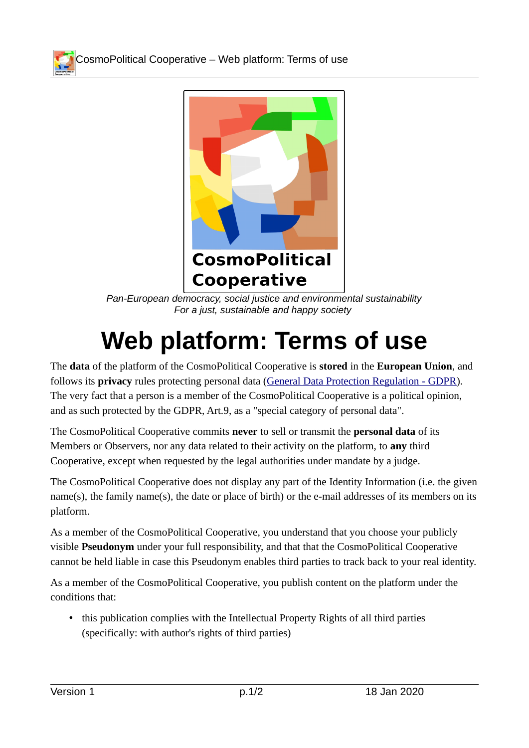**CosmoPolitical Cooperative**

*Pan-European democracy, social justice and environmental sustainability*
*For a just, sustainable and happy society*

# Web platform: Terms of use

The **data** of the platform of the CosmoPolitical Cooperative is **stored** in the **European Union**, and follows its **privacy** rules protecting personal data ([General Data Protection Regulation - GDPR]). The very fact that a person is a member of the CosmoPolitical Cooperative is a political opinion, and as such protected by the GDPR, Art.9, as a "special category of personal data".

The CosmoPolitical Cooperative commits **never** to sell or transmit the **personal data** of its Members or Observers, nor any data related to their activity on the platform, to **any** third Cooperative, except when requested by the legal authorities under mandate by a judge.

The CosmoPolitical Cooperative does not display any part of the Identity Information (i.e. the given name(s), the family name(s), the date or place of birth) or the e-mail addresses of its members on its platform.

As a member of the CosmoPolitical Cooperative, you understand that you choose your publicly visible **Pseudonym** under your full responsibility, and that that the CosmoPolitical Cooperative cannot be held liable in case this Pseudonym enables third parties to track back to your real identity.

As a member of the CosmoPolitical Cooperative, you publish content on the platform under the conditions that:

- this publication complies with the Intellectual Property Rights of all third parties (specifically: with author's rights of third parties)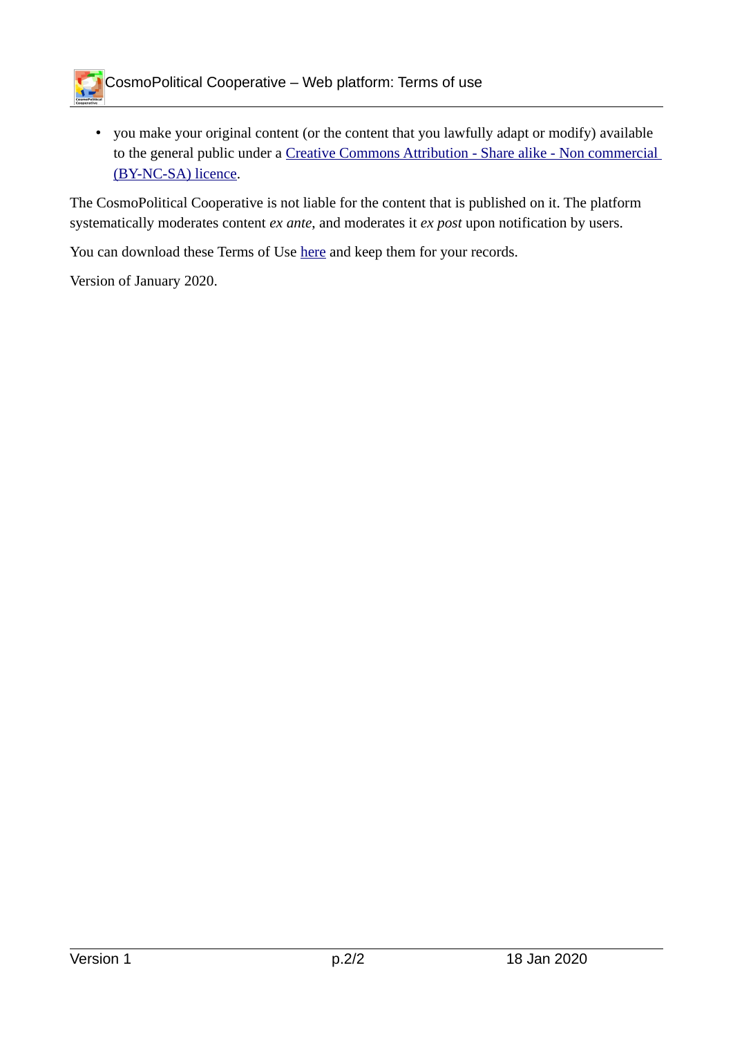- you make your original content (or the content that you lawfully adapt or modify) available to the general public under a Creative Commons Attribution - Share alike - Non commercial (BY-NC-SA) licence.

The CosmoPolitical Cooperative is not liable for the content that is published on it. The platform systematically moderates content *ex ante*, and moderates it *ex post* upon notification by users.

You can download these Terms of Use here and keep them for your records.

Version of January 2020.